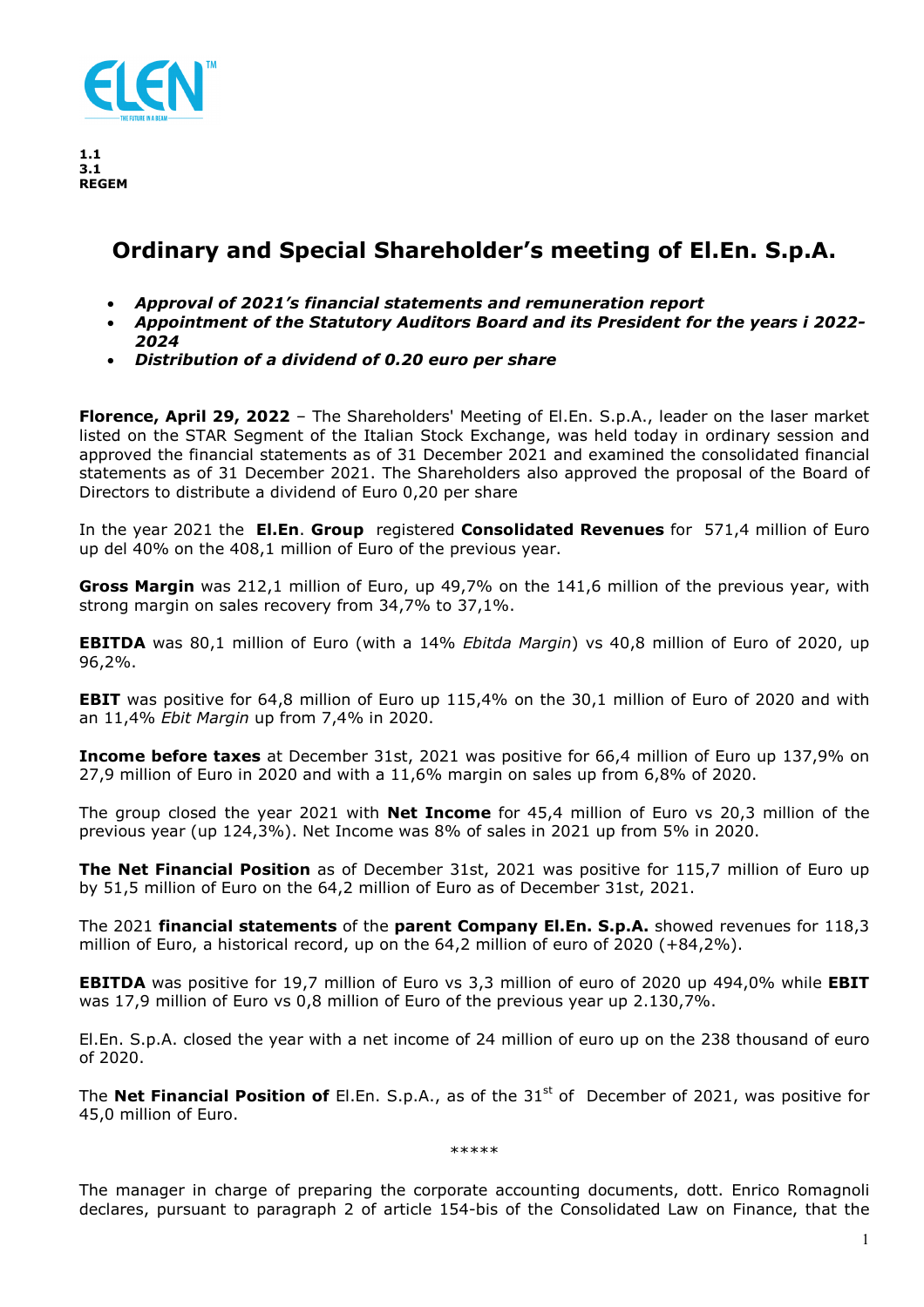1.1
3.1
REGEM

# Ordinary and Special Shareholder's meeting of El.En. S.p.A.

- ***Approval of 2021's financial statements and remuneration report***
- ***Appointment of the Statutory Auditors Board and its President for the years i 2022-2024***
- ***Distribution of a dividend of 0.20 euro per share***

**Florence, April 29, 2022** – The Shareholders' Meeting of El.En. S.p.A., leader on the laser market listed on the STAR Segment of the Italian Stock Exchange, was held today in ordinary session and approved the financial statements as of 31 December 2021 and examined the consolidated financial statements as of 31 December 2021. The Shareholders also approved the proposal of the Board of Directors to distribute a dividend of Euro 0,20 per share

In the year 2021 the **El.En**. **Group** registered **Consolidated Revenues** for 571,4 million of Euro up del 40% on the 408,1 million of Euro of the previous year.

**Gross Margin** was 212,1 million of Euro, up 49,7% on the 141,6 million of the previous year, with strong margin on sales recovery from 34,7% to 37,1%.

**EBITDA** was 80,1 million of Euro (with a 14% *Ebitda Margin*) vs 40,8 million of Euro of 2020, up 96,2%.

**EBIT** was positive for 64,8 million of Euro up 115,4% on the 30,1 million of Euro of 2020 and with an 11,4% *Ebit Margin* up from 7,4% in 2020.

**Income before taxes** at December 31st, 2021 was positive for 66,4 million of Euro up 137,9% on 27,9 million of Euro in 2020 and with a 11,6% margin on sales up from 6,8% of 2020.

The group closed the year 2021 with **Net Income** for 45,4 million of Euro vs 20,3 million of the previous year (up 124,3%). Net Income was 8% of sales in 2021 up from 5% in 2020.

**The Net Financial Position** as of December 31st, 2021 was positive for 115,7 million of Euro up by 51,5 million of Euro on the 64,2 million of Euro as of December 31st, 2021.

The 2021 **financial statements** of the **parent Company El.En. S.p.A.** showed revenues for 118,3 million of Euro, a historical record, up on the 64,2 million of euro of 2020 (+84,2%).

**EBITDA** was positive for 19,7 million of Euro vs 3,3 million of euro of 2020 up 494,0% while **EBIT** was 17,9 million of Euro vs 0,8 million of Euro of the previous year up 2.130,7%.

El.En. S.p.A. closed the year with a net income of 24 million of euro up on the 238 thousand of euro of 2020.

The **Net Financial Position of** El.En. S.p.A., as of the 31st of December of 2021, was positive for 45,0 million of Euro.

\*\*\*\*\*

The manager in charge of preparing the corporate accounting documents, dott. Enrico Romagnoli declares, pursuant to paragraph 2 of article 154-bis of the Consolidated Law on Finance, that the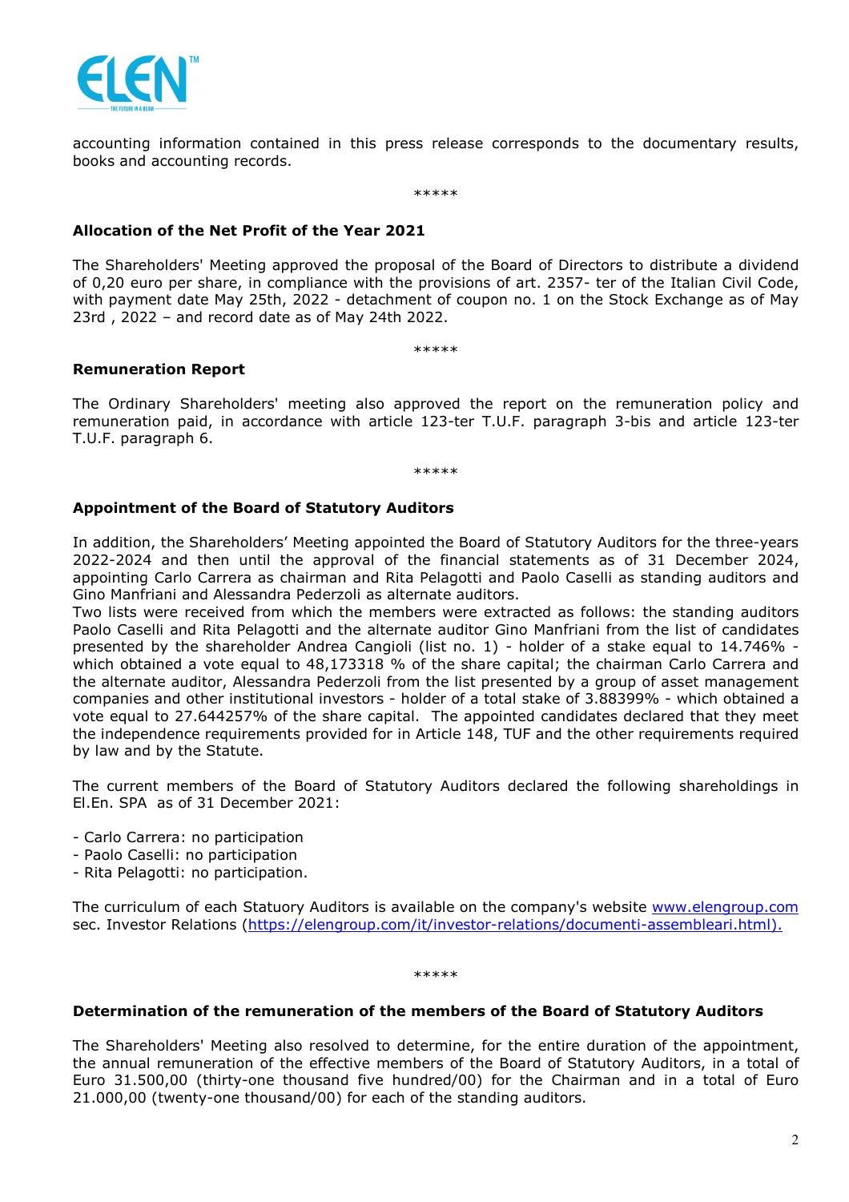accounting information contained in this press release corresponds to the documentary results, books and accounting records.

*****

**Allocation of the Net Profit of the Year 2021**

The Shareholders' Meeting approved the proposal of the Board of Directors to distribute a dividend of 0,20 euro per share, in compliance with the provisions of art. 2357- ter of the Italian Civil Code, with payment date May 25th, 2022 - detachment of coupon no. 1 on the Stock Exchange as of May 23rd , 2022 – and record date as of May 24th 2022.

*****

**Remuneration Report**

The Ordinary Shareholders' meeting also approved the report on the remuneration policy and remuneration paid, in accordance with article 123-ter T.U.F. paragraph 3-bis and article 123-ter T.U.F. paragraph 6.

*****

**Appointment of the Board of Statutory Auditors**

In addition, the Shareholders' Meeting appointed the Board of Statutory Auditors for the three-years 2022-2024 and then until the approval of the financial statements as of 31 December 2024, appointing Carlo Carrera as chairman and Rita Pelagotti and Paolo Caselli as standing auditors and Gino Manfriani and Alessandra Pederzoli as alternate auditors.
Two lists were received from which the members were extracted as follows: the standing auditors Paolo Caselli and Rita Pelagotti and the alternate auditor Gino Manfriani from the list of candidates presented by the shareholder Andrea Cangioli (list no. 1) - holder of a stake equal to 14.746% - which obtained a vote equal to 48,173318 % of the share capital; the chairman Carlo Carrera and the alternate auditor, Alessandra Pederzoli from the list presented by a group of asset management companies and other institutional investors - holder of a total stake of 3.88399% - which obtained a vote equal to 27.644257% of the share capital. The appointed candidates declared that they meet the independence requirements provided for in Article 148, TUF and the other requirements required by law and by the Statute.

The current members of the Board of Statutory Auditors declared the following shareholdings in El.En. SPA as of 31 December 2021:

- Carlo Carrera: no participation
- Paolo Caselli: no participation
- Rita Pelagotti: no participation.

The curriculum of each Statuory Auditors is available on the company's website www.elengroup.com sec. Investor Relations (https://elengroup.com/it/investor-relations/documenti-assembleari.html).

*****

**Determination of the remuneration of the members of the Board of Statutory Auditors**

The Shareholders' Meeting also resolved to determine, for the entire duration of the appointment, the annual remuneration of the effective members of the Board of Statutory Auditors, in a total of Euro 31.500,00 (thirty-one thousand five hundred/00) for the Chairman and in a total of Euro 21.000,00 (twenty-one thousand/00) for each of the standing auditors.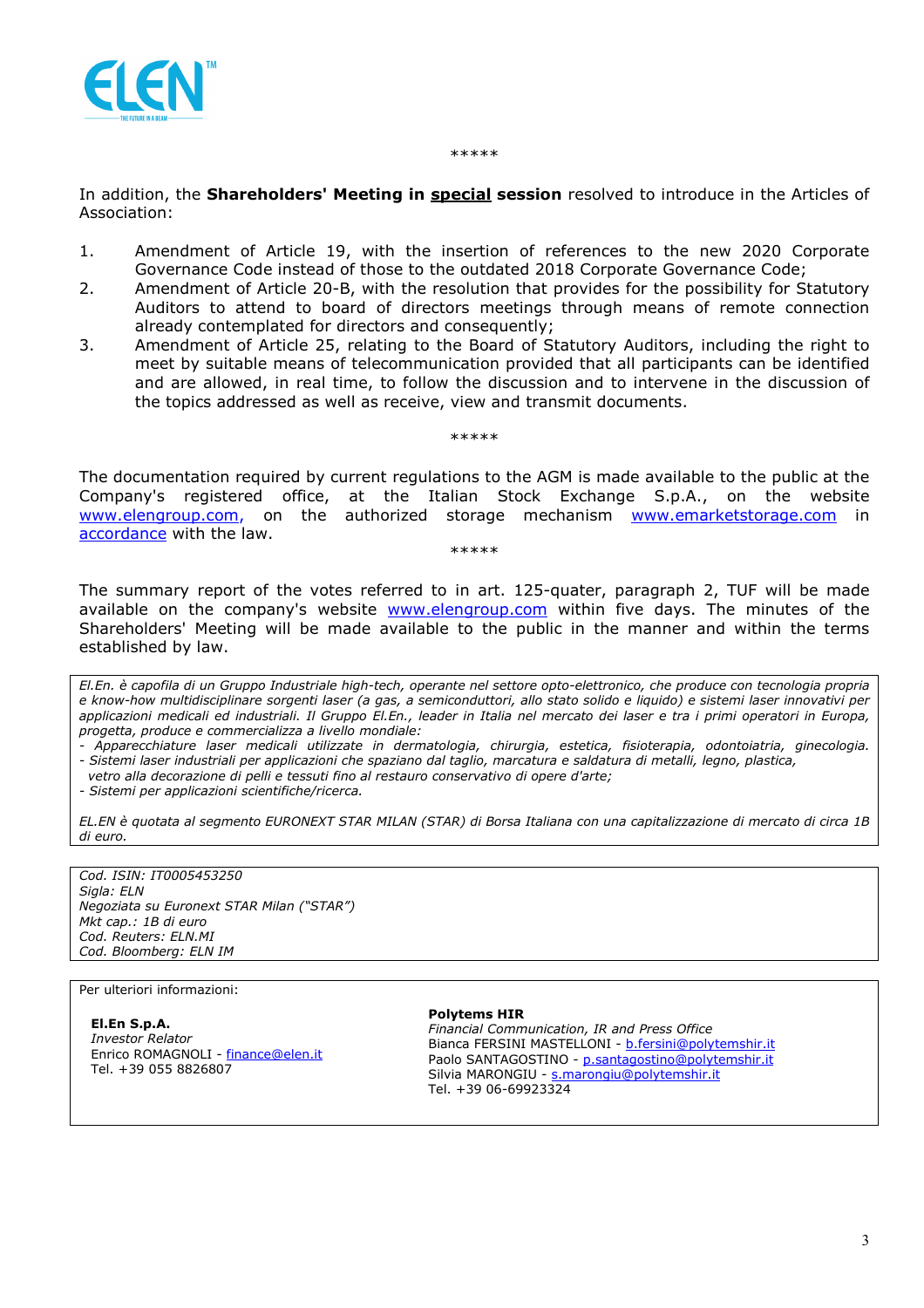\*\*\*\*\*

In addition, the **Shareholders' Meeting in special session** resolved to introduce in the Articles of Association:

1. Amendment of Article 19, with the insertion of references to the new 2020 Corporate Governance Code instead of those to the outdated 2018 Corporate Governance Code;
2. Amendment of Article 20-B, with the resolution that provides for the possibility for Statutory Auditors to attend to board of directors meetings through means of remote connection already contemplated for directors and consequently;
3. Amendment of Article 25, relating to the Board of Statutory Auditors, including the right to meet by suitable means of telecommunication provided that all participants can be identified and are allowed, in real time, to follow the discussion and to intervene in the discussion of the topics addressed as well as receive, view and transmit documents.

\*\*\*\*\*

The documentation required by current regulations to the AGM is made available to the public at the Company's registered office, at the Italian Stock Exchange S.p.A., on the website www.elengroup.com, on the authorized storage mechanism www.emarketstorage.com in accordance with the law.

\*\*\*\*\*

The summary report of the votes referred to in art. 125-quater, paragraph 2, TUF will be made available on the company's website www.elengroup.com within five days. The minutes of the Shareholders' Meeting will be made available to the public in the manner and within the terms established by law.

*El.En. è capofila di un Gruppo Industriale high-tech, operante nel settore opto-elettronico, che produce con tecnologia propria e know-how multidisciplinare sorgenti laser (a gas, a semiconduttori, allo stato solido e liquido) e sistemi laser innovativi per applicazioni medicali ed industriali. Il Gruppo El.En., leader in Italia nel mercato dei laser e tra i primi operatori in Europa, progetta, produce e commercializza a livello mondiale:*

- *Apparecchiature laser medicali utilizzate in dermatologia, chirurgia, estetica, fisioterapia, odontoiatria, ginecologia.*
- *Sistemi laser industriali per applicazioni che spaziano dal taglio, marcatura e saldatura di metalli, legno, plastica, vetro alla decorazione di pelli e tessuti fino al restauro conservativo di opere d'arte;*
- *Sistemi per applicazioni scientifiche/ricerca.*

*EL.EN è quotata al segmento EURONEXT STAR MILAN (STAR) di Borsa Italiana con una capitalizzazione di mercato di circa 1B di euro.*

*Cod. ISIN: IT0005453250*
*Sigla: ELN*
*Negoziata su Euronext STAR Milan ("STAR")*
*Mkt cap.: 1B di euro*
*Cod. Reuters: ELN.MI*
*Cod. Bloomberg: ELN IM*

Per ulteriori informazioni:

**El.En S.p.A.**
*Investor Relator*
Enrico ROMAGNOLI - finance@elen.it
Tel. +39 055 8826807

**Polytems HIR**
*Financial Communication, IR and Press Office*
Bianca FERSINI MASTELLONI - b.fersini@polytemshir.it
Paolo SANTAGOSTINO - p.santagostino@polytemshir.it
Silvia MARONGIU - s.marongiu@polytemshir.it
Tel. +39 06-69923324